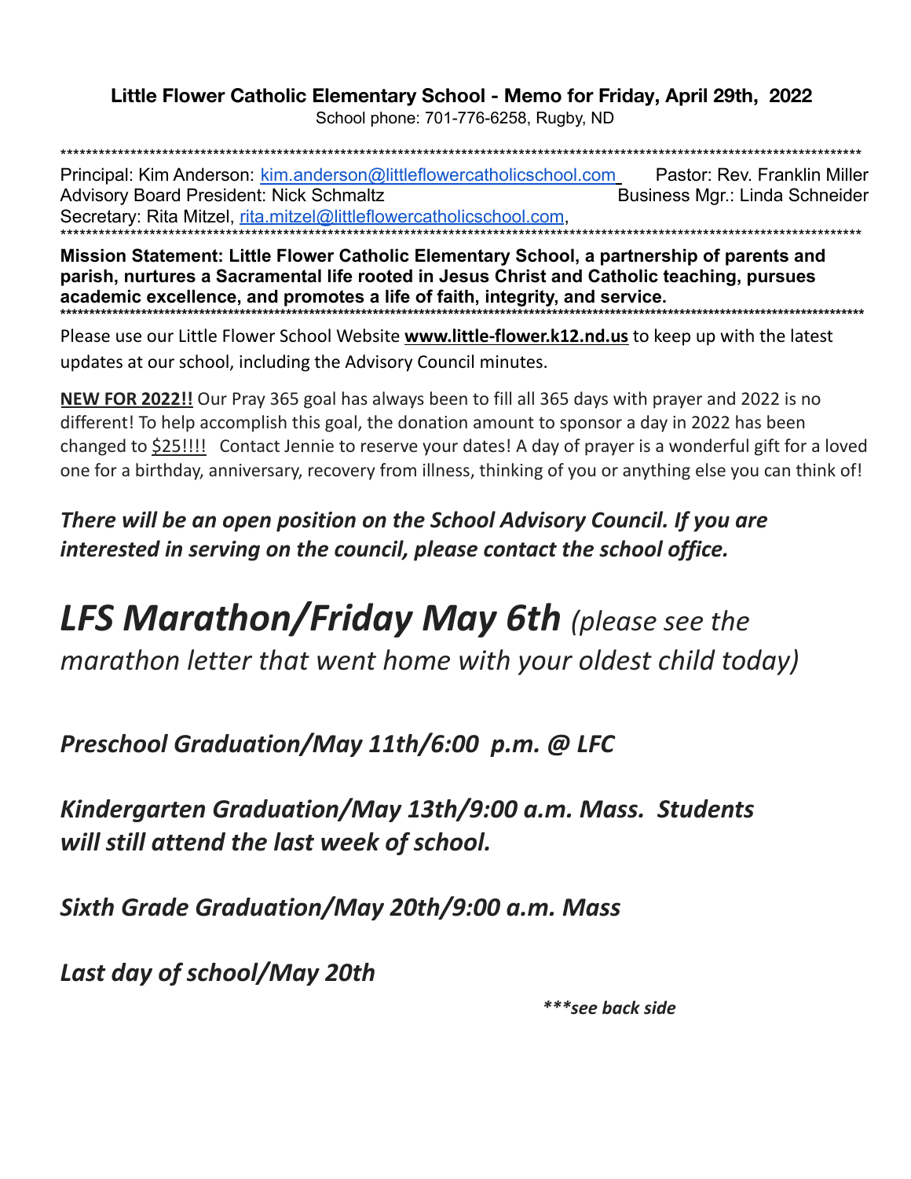**Little Flower Catholic Elementary School - Memo for Friday, April 29th, 2022**

School phone: 701-776-6258, Rugby, ND

***

Principal: Kim Anderson: kim.anderson@littleflowercatholicschool.com    Pastor: Rev. Franklin Miller
Advisory Board President: Nick Schmaltz    Business Mgr.: Linda Schneider
Secretary: Rita Mitzel, rita.mitzel@littleflowercatholicschool.com,

***

**Mission Statement: Little Flower Catholic Elementary School, a partnership of parents and parish, nurtures a Sacramental life rooted in Jesus Christ and Catholic teaching, pursues academic excellence, and promotes a life of faith, integrity, and service.**

***

Please use our Little Flower School Website **www.little-flower.k12.nd.us** to keep up with the latest updates at our school, including the Advisory Council minutes.

**NEW FOR 2022!!** Our Pray 365 goal has always been to fill all 365 days with prayer and 2022 is no different! To help accomplish this goal, the donation amount to sponsor a day in 2022 has been changed to $25!!!! Contact Jennie to reserve your dates! A day of prayer is a wonderful gift for a loved one for a birthday, anniversary, recovery from illness, thinking of you or anything else you can think of!

***There will be an open position on the School Advisory Council. If you are interested in serving on the council, please contact the school office.***

# *LFS Marathon/Friday May 6th* *(please see the marathon letter that went home with your oldest child today)*

***Preschool Graduation/May 11th/6:00 p.m. @ LFC***

***Kindergarten Graduation/May 13th/9:00 a.m. Mass. Students will still attend the last week of school.***

***Sixth Grade Graduation/May 20th/9:00 a.m. Mass***

***Last day of school/May 20th***

***\*\*\*see back side***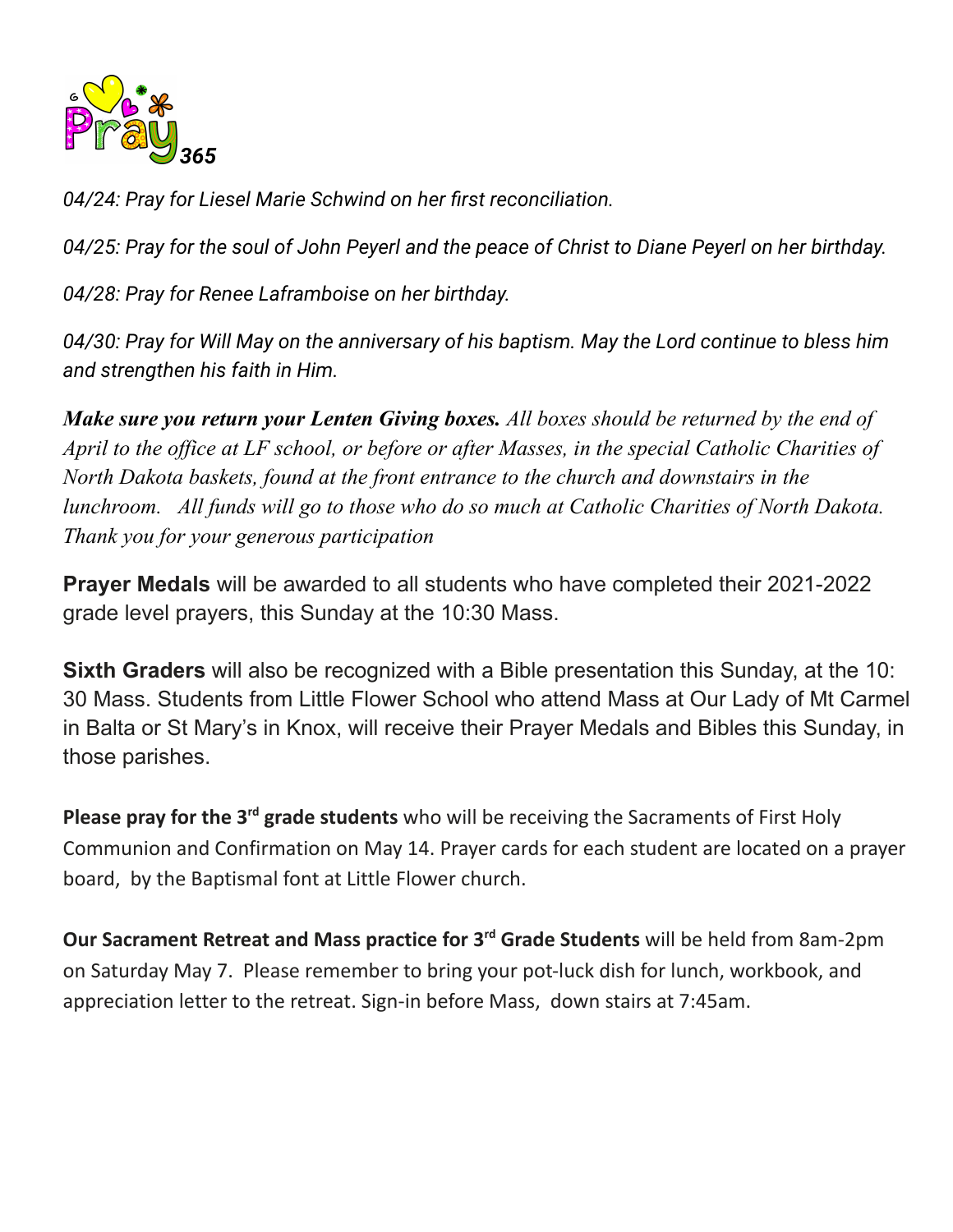Pray 365

*04/24: Pray for Liesel Marie Schwind on her first reconciliation.*

*04/25: Pray for the soul of John Peyerl and the peace of Christ to Diane Peyerl on her birthday.*

*04/28: Pray for Renee Laframboise on her birthday.*

*04/30: Pray for Will May on the anniversary of his baptism. May the Lord continue to bless him and strengthen his faith in Him.*

***Make sure you return your Lenten Giving boxes.*** *All boxes should be returned by the end of April to the office at LF school, or before or after Masses, in the special Catholic Charities of North Dakota baskets, found at the front entrance to the church and downstairs in the lunchroom. All funds will go to those who do so much at Catholic Charities of North Dakota. Thank you for your generous participation*

**Prayer Medals** will be awarded to all students who have completed their 2021-2022 grade level prayers, this Sunday at the 10:30 Mass.

**Sixth Graders** will also be recognized with a Bible presentation this Sunday, at the 10: 30 Mass. Students from Little Flower School who attend Mass at Our Lady of Mt Carmel in Balta or St Mary's in Knox, will receive their Prayer Medals and Bibles this Sunday, in those parishes.

**Please pray for the 3rd grade students** who will be receiving the Sacraments of First Holy Communion and Confirmation on May 14. Prayer cards for each student are located on a prayer board, by the Baptismal font at Little Flower church.

**Our Sacrament Retreat and Mass practice for 3rd Grade Students** will be held from 8am-2pm on Saturday May 7. Please remember to bring your pot-luck dish for lunch, workbook, and appreciation letter to the retreat. Sign-in before Mass, down stairs at 7:45am.